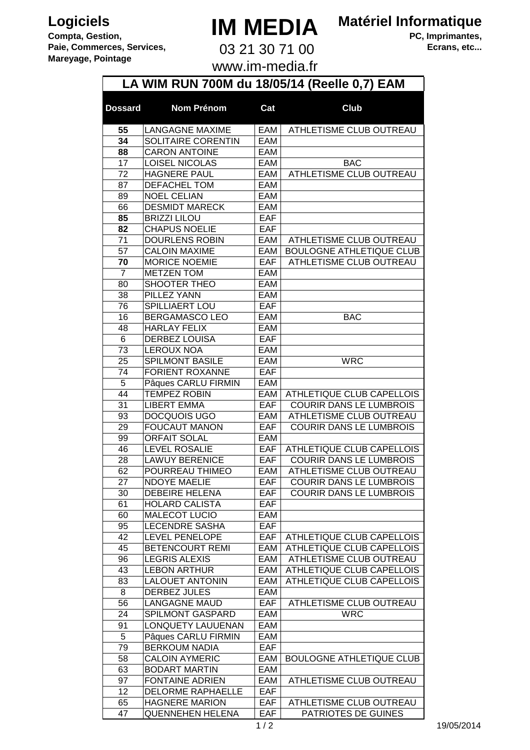**Logiciels**

**Compta, Gestion, Paie, Commerces, Services, Mareyage, Pointage**

# IM MEDIA

03 21 30 71 00

www.im-media.fr

**Matériel Informatique**

**PC, Imprimantes, Ecrans, etc...**

## LA WIM RUN 700M du 18/05/14 (Reelle 0,7) EAM

| Dossard | Nom Prénom | Cat | Club |
|---|---|---|---|
| **55** | LANGAGNE MAXIME | EAM | ATHLETISME CLUB OUTREAU |
| **34** | SOLITAIRE CORENTIN | EAM | |
| **88** | CARON ANTOINE | EAM | |
| 17 | LOISEL NICOLAS | EAM | BAC |
| 72 | HAGNERE PAUL | EAM | ATHLETISME CLUB OUTREAU |
| 87 | DEFACHEL TOM | EAM | |
| 89 | NOEL CELIAN | EAM | |
| 66 | DESMIDT MARECK | EAM | |
| **85** | BRIZZI LILOU | EAF | |
| **82** | CHAPUS NOELIE | EAF | |
| 71 | DOURLENS ROBIN | EAM | ATHLETISME CLUB OUTREAU |
| 57 | CALOIN MAXIME | EAM | BOULOGNE ATHLETIQUE CLUB |
| **70** | MORICE NOEMIE | EAF | ATHLETISME CLUB OUTREAU |
| 7 | METZEN TOM | EAM | |
| 80 | SHOOTER THEO | EAM | |
| 38 | PILLEZ YANN | EAM | |
| 76 | SPILLIAERT LOU | EAF | |
| 16 | BERGAMASCO LEO | EAM | BAC |
| 48 | HARLAY FELIX | EAM | |
| 6 | DERBEZ LOUISA | EAF | |
| 73 | LEROUX NOA | EAM | |
| 25 | SPILMONT BASILE | EAM | WRC |
| 74 | FORIENT ROXANNE | EAF | |
| 5 | Pâques CARLU FIRMIN | EAM | |
| 44 | TEMPEZ ROBIN | EAM | ATHLETIQUE CLUB CAPELLOIS |
| 31 | LIBERT EMMA | EAF | COURIR DANS LE LUMBROIS |
| 93 | DOCQUOIS UGO | EAM | ATHLETISME CLUB OUTREAU |
| 29 | FOUCAUT MANON | EAF | COURIR DANS LE LUMBROIS |
| 99 | ORFAIT SOLAL | EAM | |
| 46 | LEVEL ROSALIE | EAF | ATHLETIQUE CLUB CAPELLOIS |
| 28 | LAWUY BERENICE | EAF | COURIR DANS LE LUMBROIS |
| 62 | POURREAU THIMEO | EAM | ATHLETISME CLUB OUTREAU |
| 27 | NDOYE MAELIE | EAF | COURIR DANS LE LUMBROIS |
| 30 | DEBEIRE HELENA | EAF | COURIR DANS LE LUMBROIS |
| 61 | HOLARD CALISTA | EAF | |
| 60 | MALECOT LUCIO | EAM | |
| 95 | LECENDRE SASHA | EAF | |
| 42 | LEVEL PENELOPE | EAF | ATHLETIQUE CLUB CAPELLOIS |
| 45 | BETENCOURT REMI | EAM | ATHLETIQUE CLUB CAPELLOIS |
| 96 | LEGRIS ALEXIS | EAM | ATHLETISME CLUB OUTREAU |
| 43 | LEBON ARTHUR | EAM | ATHLETIQUE CLUB CAPELLOIS |
| 83 | LALOUET ANTONIN | EAM | ATHLETIQUE CLUB CAPELLOIS |
| 8 | DERBEZ JULES | EAM | |
| 56 | LANGAGNE MAUD | EAF | ATHLETISME CLUB OUTREAU |
| 24 | SPILMONT GASPARD | EAM | WRC |
| 91 | LONQUETY LAUUENAN | EAM | |
| 5 | Pâques CARLU FIRMIN | EAM | |
| 79 | BERKOUM NADIA | EAF | |
| 58 | CALOIN AYMERIC | EAM | BOULOGNE ATHLETIQUE CLUB |
| 63 | BODART MARTIN | EAM | |
| 97 | FONTAINE ADRIEN | EAM | ATHLETISME CLUB OUTREAU |
| 12 | DELORME RAPHAELLE | EAF | |
| 65 | HAGNERE MARION | EAF | ATHLETISME CLUB OUTREAU |
| 47 | QUENNEHEN HELENA | EAF | PATRIOTES DE GUINES |

19/05/2014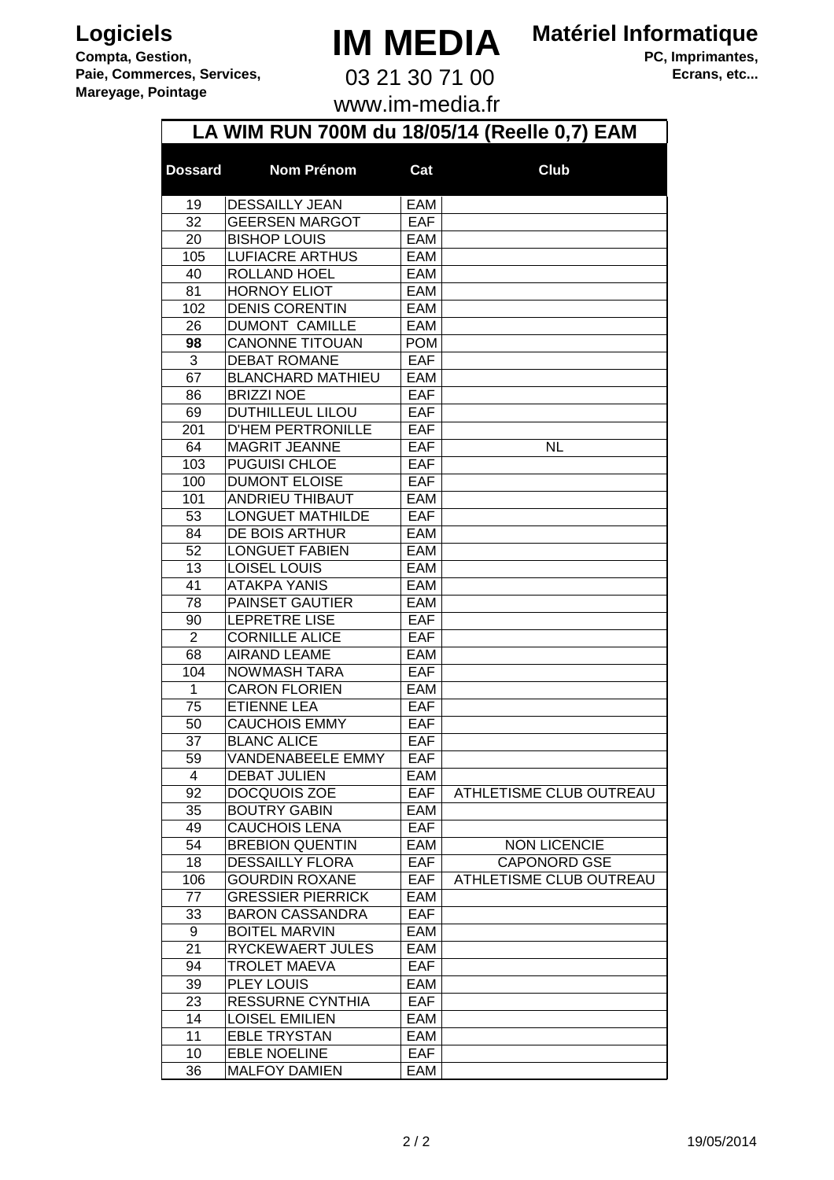**Logiciels**
**Compta, Gestion, Paie, Commerces, Services, Mareyage, Pointage**

# IM MEDIA

03 21 30 71 00
www.im-media.fr

**Matériel Informatique**
**PC, Imprimantes, Ecrans, etc...**

## LA WIM RUN 700M du 18/05/14 (Reelle 0,7) EAM

| Dossard | Nom Prénom | Cat | Club |
|---|---|---|---|
| 19 | DESSAILLY JEAN | EAM | |
| 32 | GEERSEN MARGOT | EAF | |
| 20 | BISHOP LOUIS | EAM | |
| 105 | LUFIACRE ARTHUS | EAM | |
| 40 | ROLLAND HOEL | EAM | |
| 81 | HORNOY ELIOT | EAM | |
| 102 | DENIS CORENTIN | EAM | |
| 26 | DUMONT CAMILLE | EAM | |
| **98** | CANONNE TITOUAN | POM | |
| 3 | DEBAT ROMANE | EAF | |
| 67 | BLANCHARD MATHIEU | EAM | |
| 86 | BRIZZI NOE | EAF | |
| 69 | DUTHILLEUL LILOU | EAF | |
| 201 | D'HEM PERTRONILLE | EAF | |
| 64 | MAGRIT JEANNE | EAF | NL |
| 103 | PUGUISI CHLOE | EAF | |
| 100 | DUMONT ELOISE | EAF | |
| 101 | ANDRIEU THIBAUT | EAM | |
| 53 | LONGUET MATHILDE | EAF | |
| 84 | DE BOIS ARTHUR | EAM | |
| 52 | LONGUET FABIEN | EAM | |
| 13 | LOISEL LOUIS | EAM | |
| 41 | ATAKPA YANIS | EAM | |
| 78 | PAINSET GAUTIER | EAM | |
| 90 | LEPRETRE LISE | EAF | |
| 2 | CORNILLE ALICE | EAF | |
| 68 | AIRAND LEAME | EAM | |
| 104 | NOWMASH TARA | EAF | |
| 1 | CARON FLORIEN | EAM | |
| 75 | ETIENNE LEA | EAF | |
| 50 | CAUCHOIS EMMY | EAF | |
| 37 | BLANC ALICE | EAF | |
| 59 | VANDENABEELE EMMY | EAF | |
| 4 | DEBAT JULIEN | EAM | |
| 92 | DOCQUOIS ZOE | EAF | ATHLETISME CLUB OUTREAU |
| 35 | BOUTRY GABIN | EAM | |
| 49 | CAUCHOIS LENA | EAF | |
| 54 | BREBION QUENTIN | EAM | NON LICENCIE |
| 18 | DESSAILLY FLORA | EAF | CAPONORD GSE |
| 106 | GOURDIN ROXANE | EAF | ATHLETISME CLUB OUTREAU |
| 77 | GRESSIER PIERRICK | EAM | |
| 33 | BARON CASSANDRA | EAF | |
| 9 | BOITEL MARVIN | EAM | |
| 21 | RYCKEWAERT JULES | EAM | |
| 94 | TROLET MAEVA | EAF | |
| 39 | PLEY LOUIS | EAM | |
| 23 | RESSURNE CYNTHIA | EAF | |
| 14 | LOISEL EMILIEN | EAM | |
| 11 | EBLE TRYSTAN | EAM | |
| 10 | EBLE NOELINE | EAF | |
| 36 | MALFOY DAMIEN | EAM | |

19/05/2014